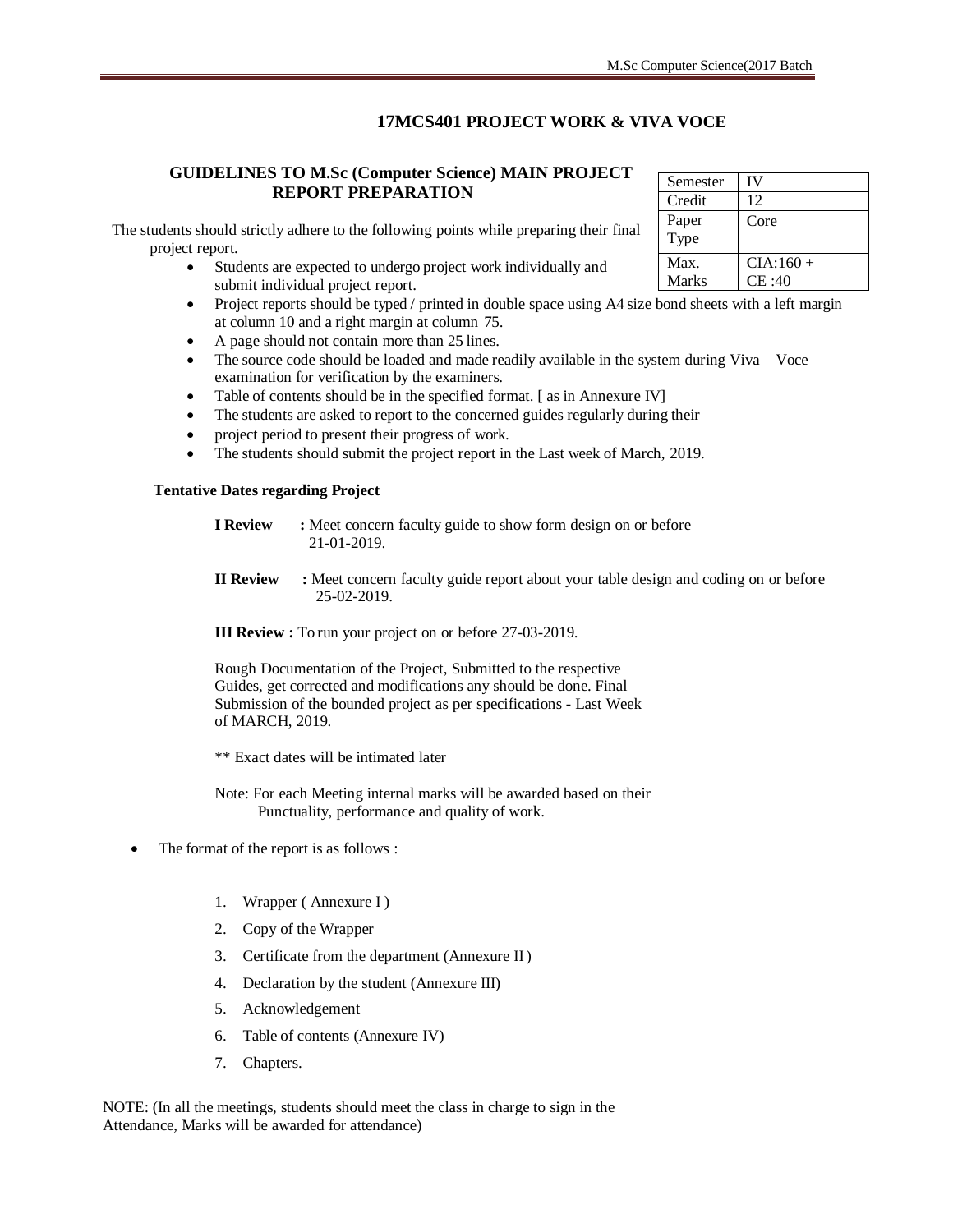## 17MCS401 PROJECT WORK & VIVA VOCE

### GUIDELINES TO M.Sc (Computer Science) MAIN PROJECT REPORT PREPARATION

| Semester | IV |
|---|---|
| Credit | 12 |
| Paper Type | Core |
| Max. Marks | CIA:160 + CE :40 |

The students should strictly adhere to the following points while preparing their final project report.

- Students are expected to undergo project work individually and submit individual project report.
- Project reports should be typed / printed in double space using A4 size bond sheets with a left margin at column 10 and a right margin at column 75.
- A page should not contain more than 25 lines.
- The source code should be loaded and made readily available in the system during Viva – Voce examination for verification by the examiners.
- Table of contents should be in the specified format. [ as in Annexure IV]
- The students are asked to report to the concerned guides regularly during their
- project period to present their progress of work.
- The students should submit the project report in the Last week of March, 2019.

**Tentative Dates regarding Project**

**I Review** : Meet concern faculty guide to show form design on or before 21-01-2019.

**II Review** : Meet concern faculty guide report about your table design and coding on or before 25-02-2019.

**III Review :** To run your project on or before 27-03-2019.

Rough Documentation of the Project, Submitted to the respective Guides, get corrected and modifications any should be done. Final Submission of the bounded project as per specifications - Last Week of MARCH, 2019.

** Exact dates will be intimated later

Note: For each Meeting internal marks will be awarded based on their Punctuality, performance and quality of work.

- The format of the report is as follows :

1. Wrapper ( Annexure I )
2. Copy of the Wrapper
3. Certificate from the department (Annexure II )
4. Declaration by the student (Annexure III)
5. Acknowledgement
6. Table of contents (Annexure IV)
7. Chapters.

NOTE: (In all the meetings, students should meet the class in charge to sign in the Attendance, Marks will be awarded for attendance)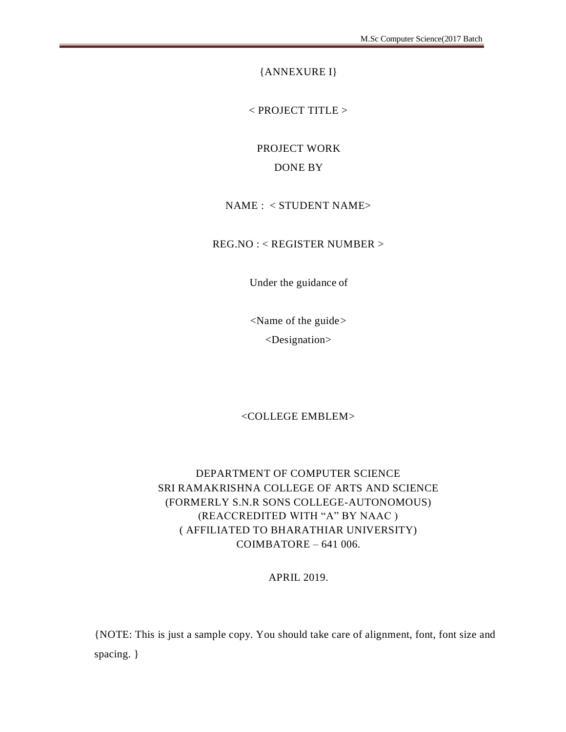{ANNEXURE I}

< PROJECT TITLE >

PROJECT WORK

DONE BY

NAME : < STUDENT NAME>

REG.NO : < REGISTER NUMBER >

Under the guidance of

<Name of the guide>

<Designation>

<COLLEGE EMBLEM>

DEPARTMENT OF COMPUTER SCIENCE
SRI RAMAKRISHNA COLLEGE OF ARTS AND SCIENCE
(FORMERLY S.N.R SONS COLLEGE-AUTONOMOUS)
(REACCREDITED WITH "A" BY NAAC )
( AFFILIATED TO BHARATHIAR UNIVERSITY)
COIMBATORE – 641 006.

APRIL 2019.

{NOTE: This is just a sample copy. You should take care of alignment, font, font size and spacing. }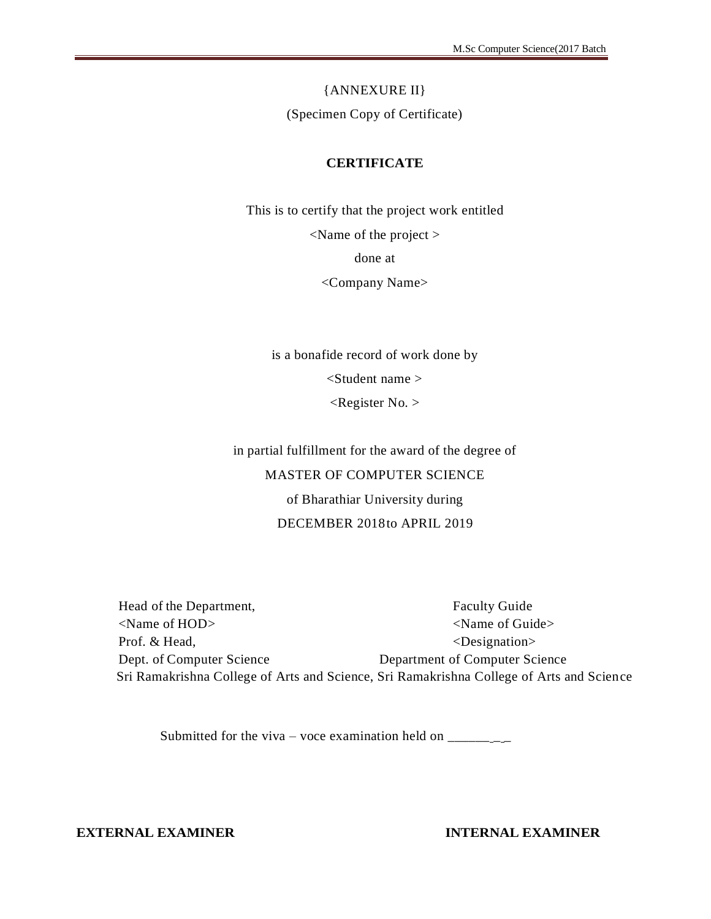{ANNEXURE II}

(Specimen Copy of Certificate)

**CERTIFICATE**

This is to certify that the project work entitled

<Name of the project >

done at

<Company Name>

is a bonafide record of work done by

<Student name >

<Register No. >

in partial fulfillment for the award of the degree of

MASTER OF COMPUTER SCIENCE

of Bharathiar University during

DECEMBER 2018to APRIL 2019

| | |
|---|---|
| Head of the Department, | Faculty Guide |
| <Name of HOD> | <Name of Guide> |
| Prof. & Head, | <Designation> |
| Dept. of Computer Science | Department of Computer Science |
| Sri Ramakrishna College of Arts and Science, | Sri Ramakrishna College of Arts and Science |

Submitted for the viva – voce examination held on ______ _ _

**EXTERNAL EXAMINER** **INTERNAL EXAMINER**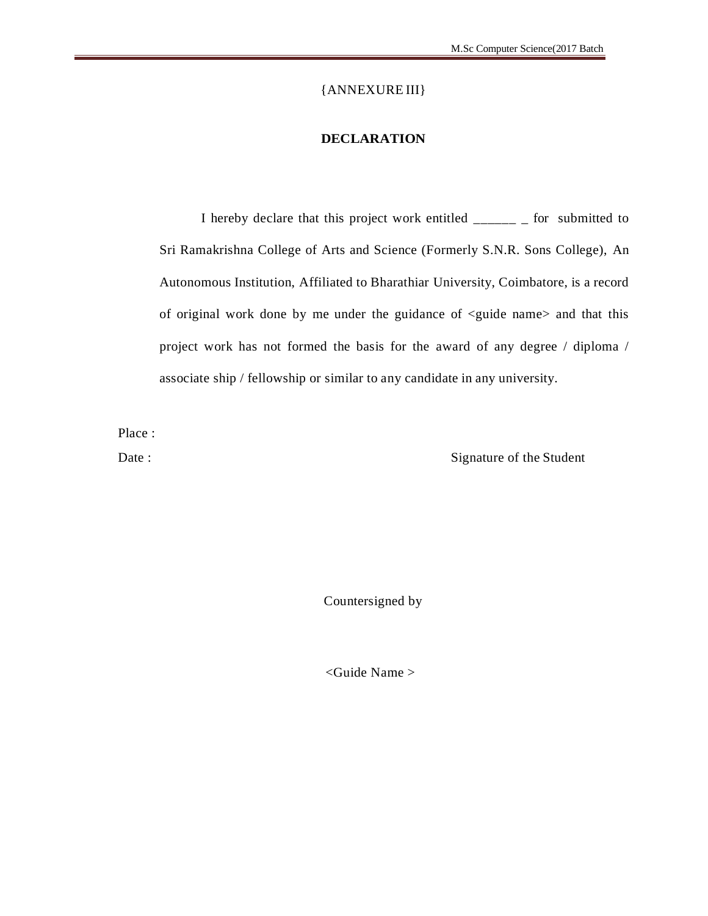{ANNEXURE III}

## DECLARATION

I hereby declare that this project work entitled ______ _ for submitted to Sri Ramakrishna College of Arts and Science (Formerly S.N.R. Sons College), An Autonomous Institution, Affiliated to Bharathiar University, Coimbatore, is a record of original work done by me under the guidance of <guide name> and that this project work has not formed the basis for the award of any degree / diploma / associate ship / fellowship or similar to any candidate in any university.

Place :

Date : Signature of the Student

Countersigned by

<Guide Name >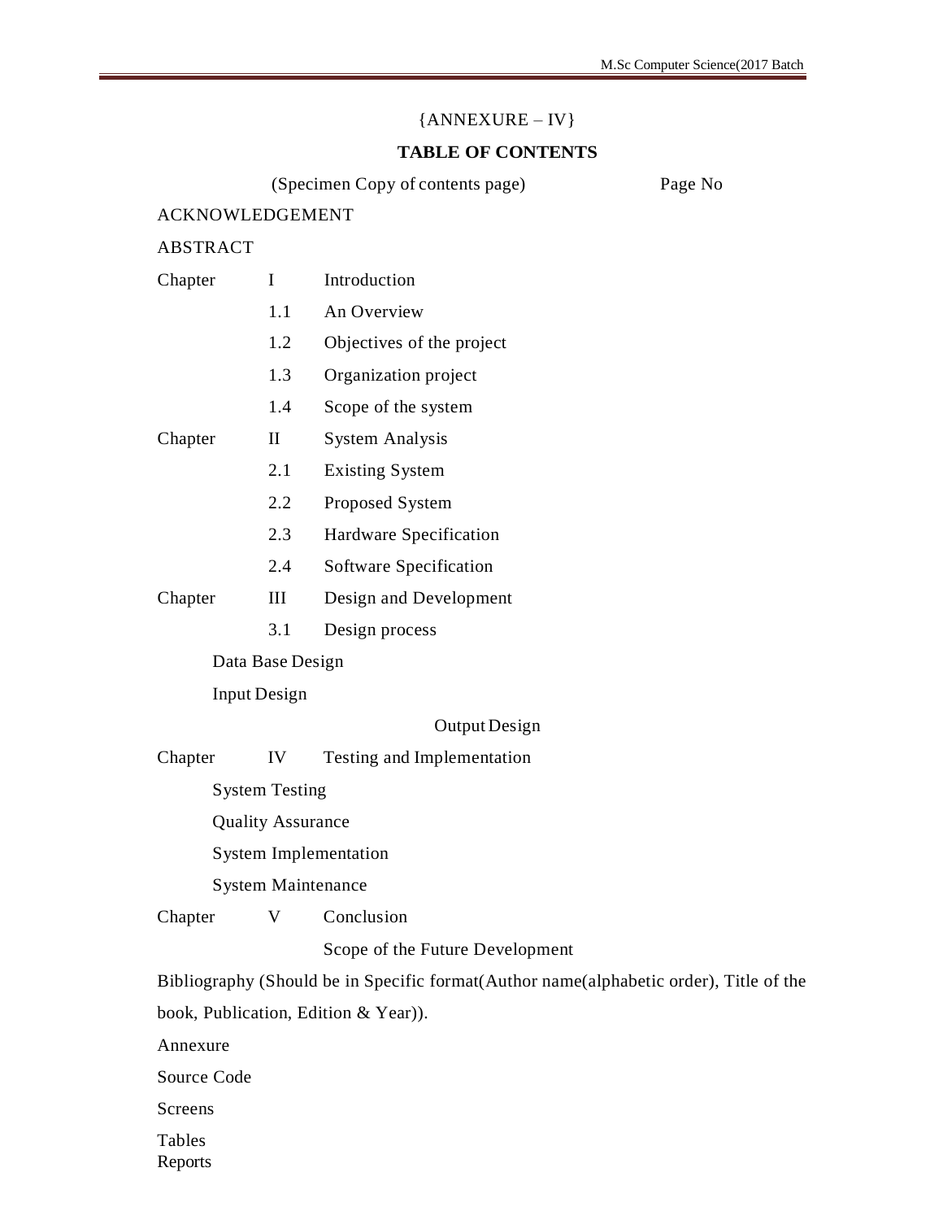{ANNEXURE – IV}

## TABLE OF CONTENTS

(Specimen Copy of contents page) Page No

ACKNOWLEDGEMENT

ABSTRACT

| | | | |
|---|---|---|---|
| Chapter | I | Introduction | |
| | 1.1 | An Overview | |
| | 1.2 | Objectives of the project | |
| | 1.3 | Organization project | |
| | 1.4 | Scope of the system | |
| Chapter | II | System Analysis | |
| | 2.1 | Existing System | |
| | 2.2 | Proposed System | |
| | 2.3 | Hardware Specification | |
| | 2.4 | Software Specification | |
| Chapter | III | Design and Development | |
| | 3.1 | Design process | |

Data Base Design

Input Design

Output Design

| | | | |
|---|---|---|---|
| Chapter | IV | Testing and Implementation | |

System Testing

Quality Assurance

System Implementation

System Maintenance

| | | | |
|---|---|---|---|
| Chapter | V | Conclusion | |
| | | Scope of the Future Development | |

Bibliography (Should be in Specific format(Author name(alphabetic order), Title of the book, Publication, Edition & Year)).

Annexure

Source Code

Screens

Tables

Reports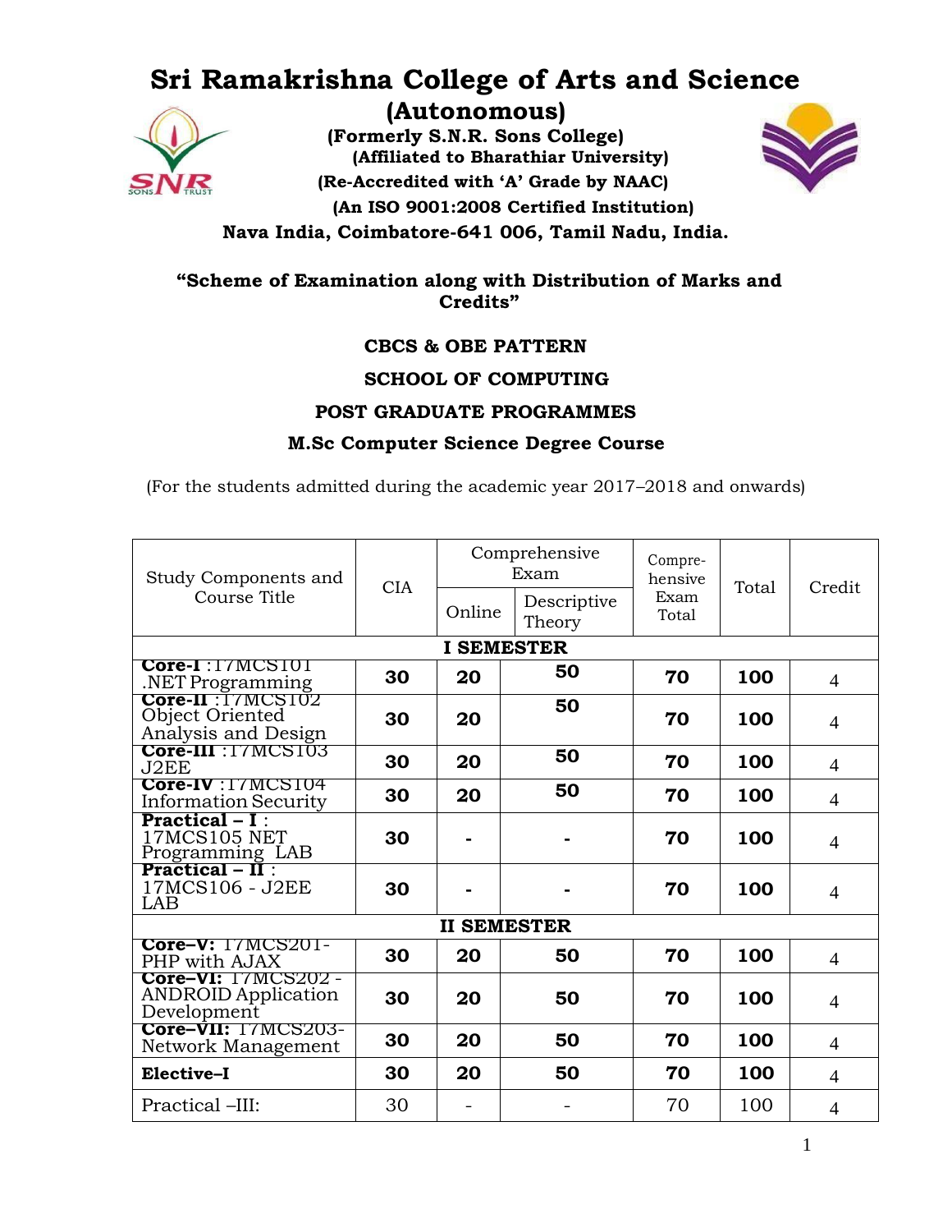# Sri Ramakrishna College of Arts and Science

## (Autonomous)

**(Formerly S.N.R. Sons College)**
**(Affiliated to Bharathiar University)**
**(Re-Accredited with 'A' Grade by NAAC)**
**(An ISO 9001:2008 Certified Institution)**
**Nava India, Coimbatore-641 006, Tamil Nadu, India.**

### "Scheme of Examination along with Distribution of Marks and Credits"

**CBCS & OBE PATTERN**

**SCHOOL OF COMPUTING**

**POST GRADUATE PROGRAMMES**

**M.Sc Computer Science Degree Course**

(For the students admitted during the academic year 2017–2018 and onwards)

| Study Components and Course Title | CIA | Comprehensive Exam | | Compre-hensive Exam Total | Total | Credit |
|---|---|---|---|---|---|---|
| | | Online | Descriptive Theory | | | |
| **I SEMESTER** | | | | | | |
| **Core-I** :17MCS101 .NET Programming | **30** | **20** | **50** | **70** | **100** | 4 |
| **Core-II** :17MCS102 Object Oriented Analysis and Design | **30** | **20** | **50** | **70** | **100** | 4 |
| **Core-III** :17MCS103 J2EE | **30** | **20** | **50** | **70** | **100** | 4 |
| **Core-IV** :17MCS104 Information Security | **30** | **20** | **50** | **70** | **100** | 4 |
| **Practical – I** : 17MCS105 NET Programming LAB | **30** | **-** | **-** | **70** | **100** | 4 |
| **Practical – II** : 17MCS106 - J2EE LAB | **30** | **-** | **-** | **70** | **100** | 4 |
| **II SEMESTER** | | | | | | |
| **Core–V:** 17MCS201-PHP with AJAX | **30** | **20** | **50** | **70** | **100** | 4 |
| **Core–VI:** 17MCS202 - ANDROID Application Development | **30** | **20** | **50** | **70** | **100** | 4 |
| **Core–VII:** 17MCS203-Network Management | **30** | **20** | **50** | **70** | **100** | 4 |
| **Elective–I** | **30** | **20** | **50** | **70** | **100** | 4 |
| Practical –III: | 30 | - | - | 70 | 100 | 4 |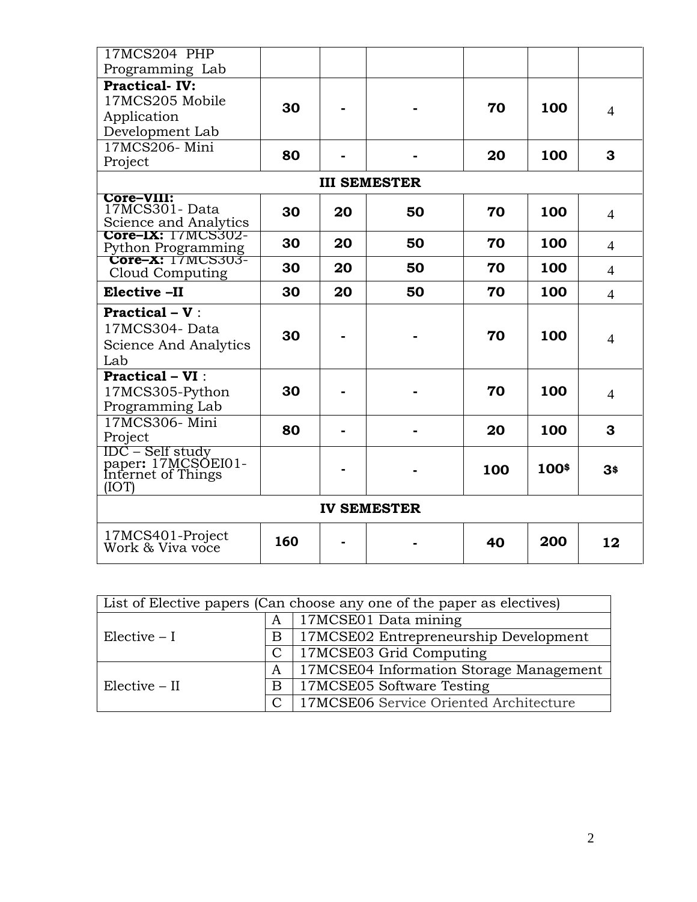| | | | | | | |
|---|---|---|---|---|---|---|
| 17MCS204 PHP Programming Lab | | | | | | |
| **Practical- IV:** 17MCS205 Mobile Application Development Lab | **30** | **-** | **-** | **70** | **100** | 4 |
| 17MCS206- Mini Project | **80** | **-** | **-** | **20** | **100** | **3** |
| **III SEMESTER** | | | | | | |
| **Core–VIII:** 17MCS301- Data Science and Analytics | **30** | **20** | **50** | **70** | **100** | 4 |
| **Core–IX:** 17MCS302- Python Programming | **30** | **20** | **50** | **70** | **100** | 4 |
| **Core–X:** 17MCS303- Cloud Computing | **30** | **20** | **50** | **70** | **100** | 4 |
| **Elective –II** | **30** | **20** | **50** | **70** | **100** | 4 |
| **Practical – V** : 17MCS304- Data Science And Analytics Lab | **30** | **-** | **-** | **70** | **100** | 4 |
| **Practical – VI** : 17MCS305-Python Programming Lab | **30** | **-** | **-** | **70** | **100** | 4 |
| 17MCS306- Mini Project | **80** | **-** | **-** | **20** | **100** | **3** |
| IDC – Self study paper**:** 17MCSOEI01- Internet of Things (IOT) | | **-** | **-** | **100** | **100$** | **3$** |
| **IV SEMESTER** | | | | | | |
| 17MCS401-Project Work & Viva voce | **160** | **-** | **-** | **40** | **200** | **12** |

| List of Elective papers (Can choose any one of the paper as electives) | | |
|---|---|---|
| Elective – I | A | 17MCSE01 Data mining |
| | B | 17MCSE02 Entrepreneurship Development |
| | C | 17MCSE03 Grid Computing |
| Elective – II | A | 17MCSE04 Information Storage Management |
| | B | 17MCSE05 Software Testing |
| | C | 17MCSE06 Service Oriented Architecture |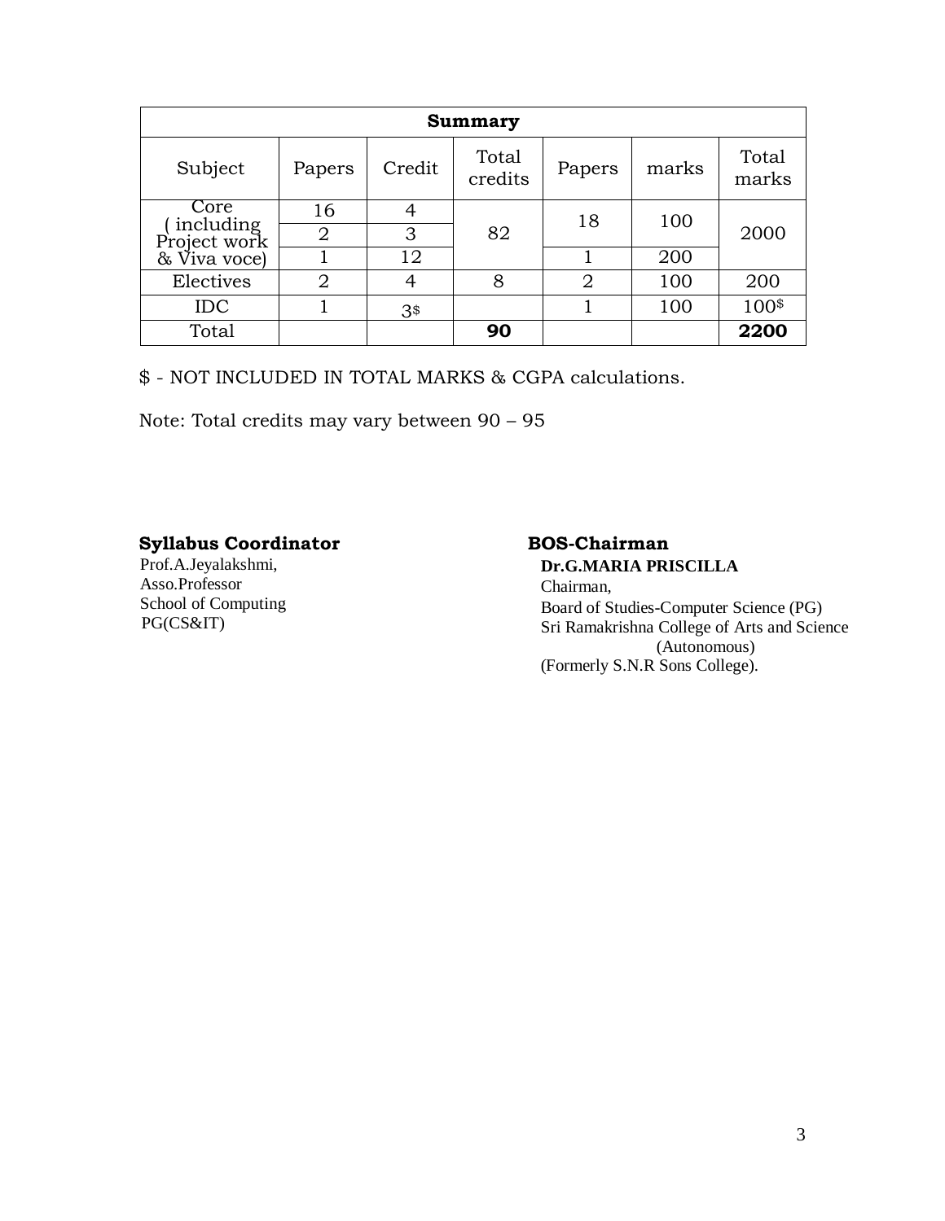| Summary | | | | | | |
|---|---|---|---|---|---|---|
| Subject | Papers | Credit | Total credits | Papers | marks | Total marks |
| Core ( including Project work & Viva voce) | 16 | 4 | 82 | 18 | 100 | 2000 |
| | 2 | 3 | | | | |
| | 1 | 12 | | 1 | 200 | |
| Electives | 2 | 4 | 8 | 2 | 100 | 200 |
| IDC | 1 | 3$ | | 1 | 100 | 100$ |
| Total | | | **90** | | | **2200** |

$ - NOT INCLUDED IN TOTAL MARKS & CGPA calculations.

Note: Total credits may vary between 90 – 95

**Syllabus Coordinator**
Prof.A.Jeyalakshmi,
Asso.Professor
School of Computing
PG(CS&IT)

**BOS-Chairman**
**Dr.G.MARIA PRISCILLA**
Chairman,
Board of Studies-Computer Science (PG)
Sri Ramakrishna College of Arts and Science
(Autonomous)
(Formerly S.N.R Sons College).